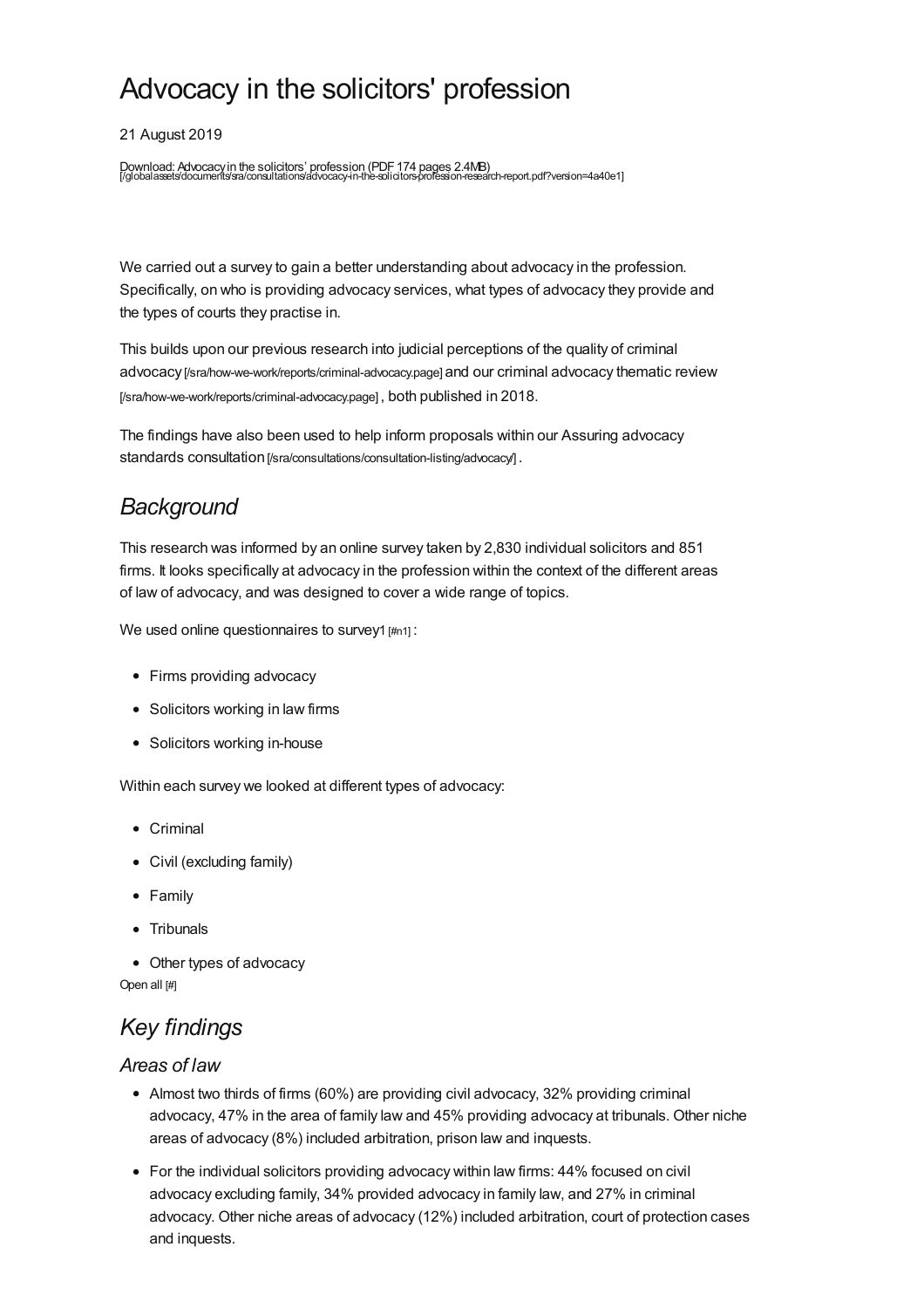# Advocacy in the solicitors' profession

21 August 2019

Download: Advocacy in the solicitors' profession (PDF 174 pages 2.4MB) [/globalassets/documents/sra/consultations/advocacy-in-the-solicitors-profession-research-report.pdf?version=4a40e1]

We carried out a survey to gain a better understanding about advocacy in the profession. Specifically, on who is providing advocacy services, what types of advocacy they provide and the types of courts they practise in.

This builds upon our previous research into judicial perceptions of the quality of criminal advocacy [/sra/how-we-work/reports/criminal-advocacy.page] and our criminal advocacy thematic review [/sra/how-we-work/reports/criminal-advocacy.page], both published in 2018.

The findings have also been used to help inform proposals within our Assuring advocacy standards consultation [/sra/consultations/consultation-listing/advocacy/].

## *Background*

This research was informed by an online survey taken by 2,830 individual solicitors and 851 firms. It looks specifically at advocacy in the profession within the context of the different areas of law of advocacy, and was designed to cover a wide range of topics.

We used online questionnaires to survey1 [#n1]:

- Firms providing advocacy
- Solicitors working in law firms
- Solicitors working in-house

Within each survey we looked at different types of advocacy:

- Criminal
- Civil (excluding family)
- Family
- Tribunals
- Other types of advocacy

Open all [#]

## *Key findings*

### *Areas of law*

- Almost two thirds of firms (60%) are providing civil advocacy, 32% providing criminal advocacy, 47% in the area of family law and 45% providing advocacy at tribunals. Other niche areas of advocacy (8%) included arbitration, prison law and inquests.
- For the individual solicitors providing advocacy within law firms: 44% focused on civil advocacy excluding family, 34% provided advocacy in family law, and 27% in criminal advocacy. Other niche areas of advocacy (12%) included arbitration, court of protection cases and inquests.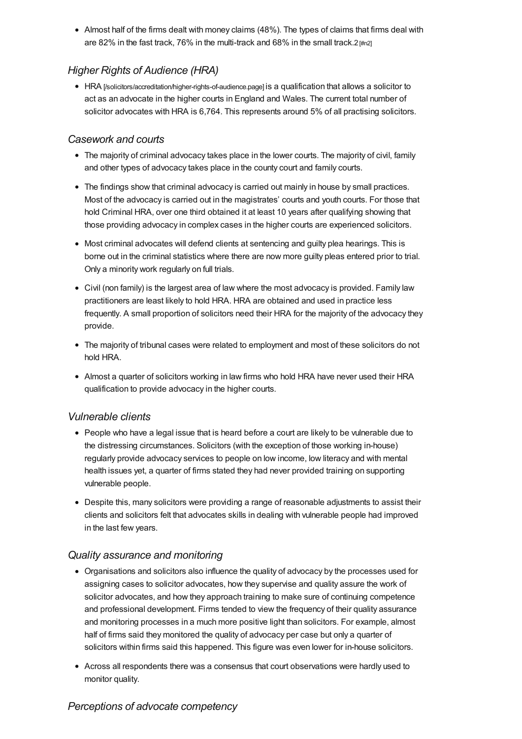- Almost half of the firms dealt with money claims (48%). The types of claims that firms deal with are 82% in the fast track, 76% in the multi-track and 68% in the small track.2 [#n2]

### *Higher Rights of Audience (HRA)*

- HRA [/solicitors/accreditation/higher-rights-of-audience.page] is a qualification that allows a solicitor to act as an advocate in the higher courts in England and Wales. The current total number of solicitor advocates with HRA is 6,764. This represents around 5% of all practising solicitors.

### *Casework and courts*

- The majority of criminal advocacy takes place in the lower courts. The majority of civil, family and other types of advocacy takes place in the county court and family courts.
- The findings show that criminal advocacy is carried out mainly in house by small practices. Most of the advocacy is carried out in the magistrates' courts and youth courts. For those that hold Criminal HRA, over one third obtained it at least 10 years after qualifying showing that those providing advocacy in complex cases in the higher courts are experienced solicitors.
- Most criminal advocates will defend clients at sentencing and guilty plea hearings. This is borne out in the criminal statistics where there are now more guilty pleas entered prior to trial. Only a minority work regularly on full trials.
- Civil (non family) is the largest area of law where the most advocacy is provided. Family law practitioners are least likely to hold HRA. HRA are obtained and used in practice less frequently. A small proportion of solicitors need their HRA for the majority of the advocacy they provide.
- The majority of tribunal cases were related to employment and most of these solicitors do not hold HRA.
- Almost a quarter of solicitors working in law firms who hold HRA have never used their HRA qualification to provide advocacy in the higher courts.

### *Vulnerable clients*

- People who have a legal issue that is heard before a court are likely to be vulnerable due to the distressing circumstances. Solicitors (with the exception of those working in-house) regularly provide advocacy services to people on low income, low literacy and with mental health issues yet, a quarter of firms stated they had never provided training on supporting vulnerable people.
- Despite this, many solicitors were providing a range of reasonable adjustments to assist their clients and solicitors felt that advocates skills in dealing with vulnerable people had improved in the last few years.

### *Quality assurance and monitoring*

- Organisations and solicitors also influence the quality of advocacy by the processes used for assigning cases to solicitor advocates, how they supervise and quality assure the work of solicitor advocates, and how they approach training to make sure of continuing competence and professional development. Firms tended to view the frequency of their quality assurance and monitoring processes in a much more positive light than solicitors. For example, almost half of firms said they monitored the quality of advocacy per case but only a quarter of solicitors within firms said this happened. This figure was even lower for in-house solicitors.
- Across all respondents there was a consensus that court observations were hardly used to monitor quality.

### *Perceptions of advocate competency*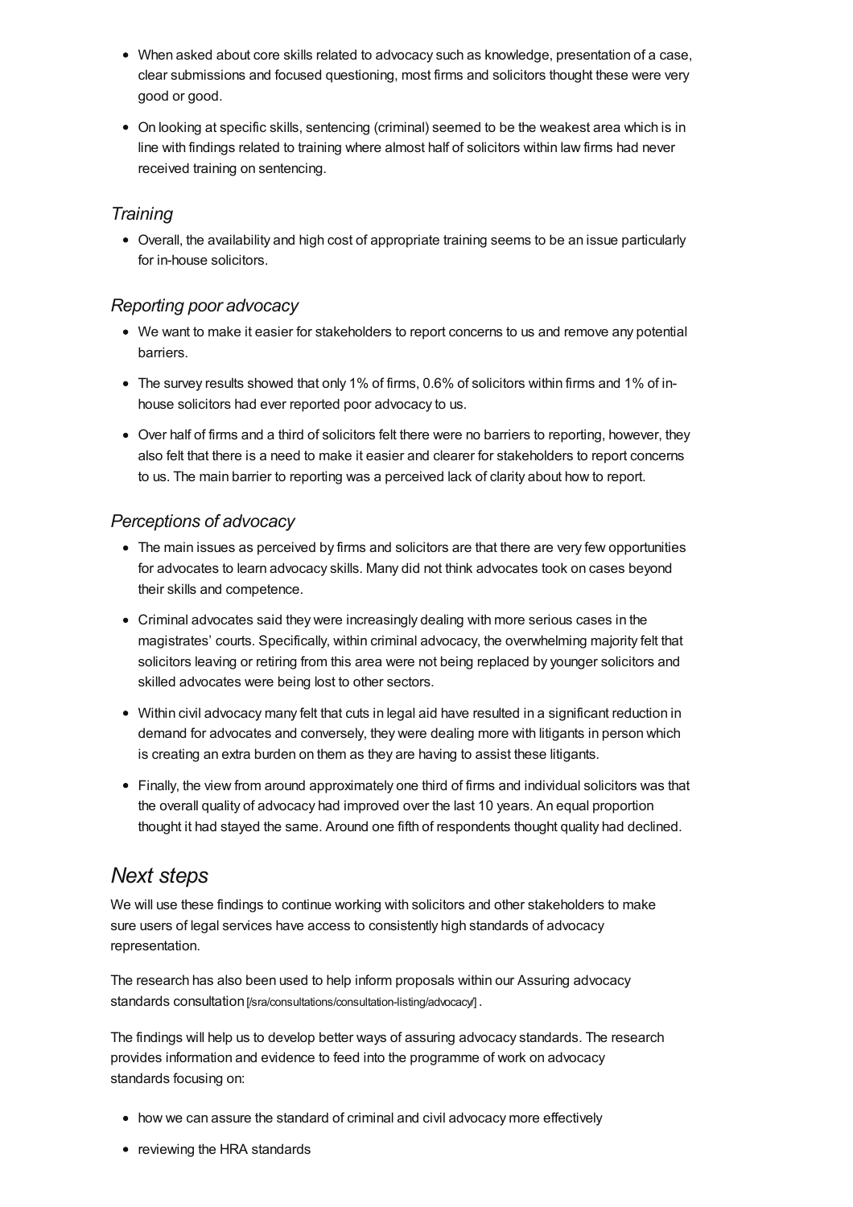- When asked about core skills related to advocacy such as knowledge, presentation of a case, clear submissions and focused questioning, most firms and solicitors thought these were very good or good.
- On looking at specific skills, sentencing (criminal) seemed to be the weakest area which is in line with findings related to training where almost half of solicitors within law firms had never received training on sentencing.

### *Training*

- Overall, the availability and high cost of appropriate training seems to be an issue particularly for in-house solicitors.

### *Reporting poor advocacy*

- We want to make it easier for stakeholders to report concerns to us and remove any potential barriers.
- The survey results showed that only 1% of firms, 0.6% of solicitors within firms and 1% of in-house solicitors had ever reported poor advocacy to us.
- Over half of firms and a third of solicitors felt there were no barriers to reporting, however, they also felt that there is a need to make it easier and clearer for stakeholders to report concerns to us. The main barrier to reporting was a perceived lack of clarity about how to report.

### *Perceptions of advocacy*

- The main issues as perceived by firms and solicitors are that there are very few opportunities for advocates to learn advocacy skills. Many did not think advocates took on cases beyond their skills and competence.
- Criminal advocates said they were increasingly dealing with more serious cases in the magistrates' courts. Specifically, within criminal advocacy, the overwhelming majority felt that solicitors leaving or retiring from this area were not being replaced by younger solicitors and skilled advocates were being lost to other sectors.
- Within civil advocacy many felt that cuts in legal aid have resulted in a significant reduction in demand for advocates and conversely, they were dealing more with litigants in person which is creating an extra burden on them as they are having to assist these litigants.
- Finally, the view from around approximately one third of firms and individual solicitors was that the overall quality of advocacy had improved over the last 10 years. An equal proportion thought it had stayed the same. Around one fifth of respondents thought quality had declined.

## Next steps

We will use these findings to continue working with solicitors and other stakeholders to make sure users of legal services have access to consistently high standards of advocacy representation.

The research has also been used to help inform proposals within our Assuring advocacy standards consultation [/sra/consultations/consultation-listing/advocacy/] .

The findings will help us to develop better ways of assuring advocacy standards. The research provides information and evidence to feed into the programme of work on advocacy standards focusing on:

- how we can assure the standard of criminal and civil advocacy more effectively
- reviewing the HRA standards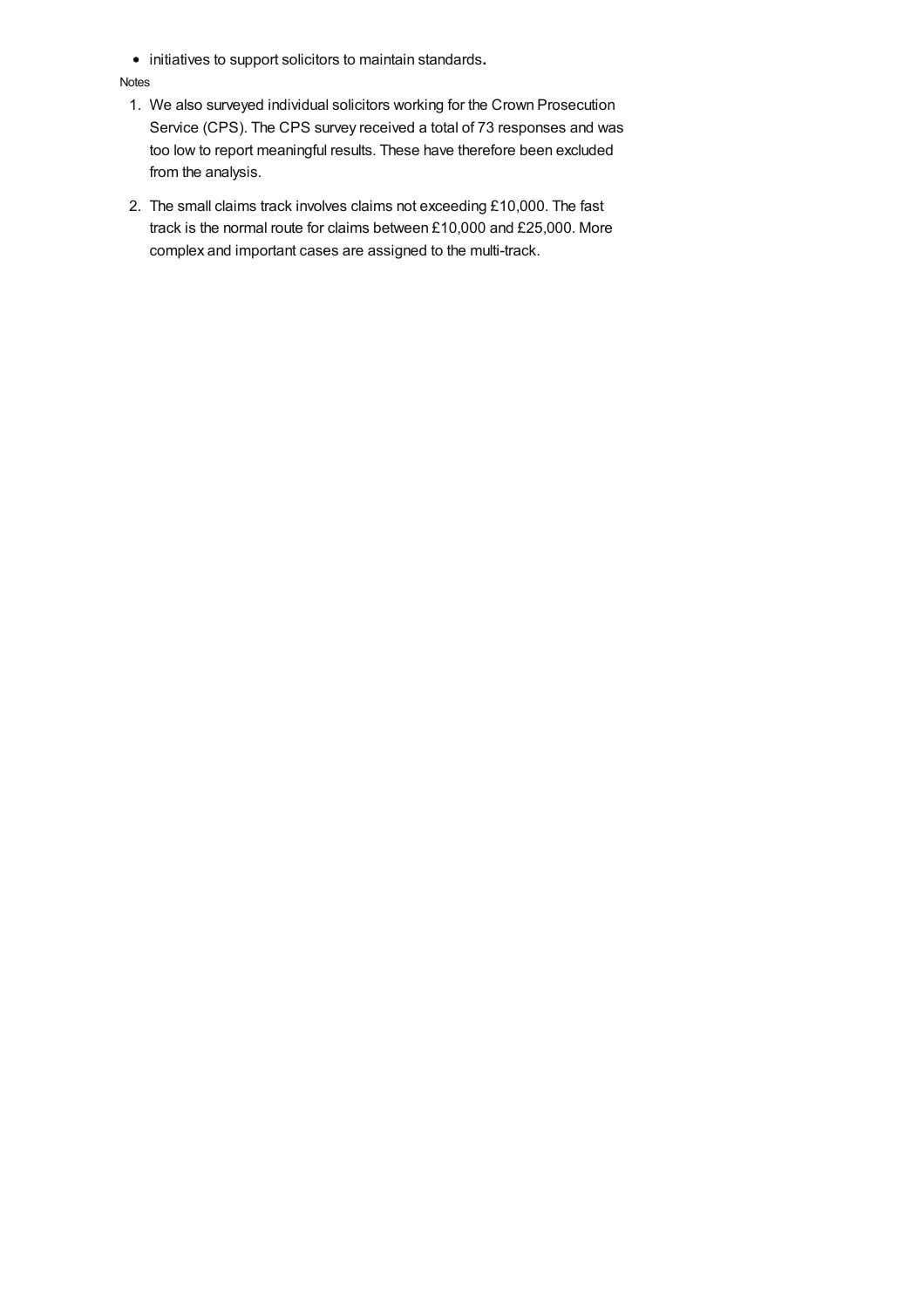- initiatives to support solicitors to maintain standards**.**

Notes

1. We also surveyed individual solicitors working for the Crown Prosecution Service (CPS). The CPS survey received a total of 73 responses and was too low to report meaningful results. These have therefore been excluded from the analysis.
2. The small claims track involves claims not exceeding £10,000. The fast track is the normal route for claims between £10,000 and £25,000. More complex and important cases are assigned to the multi-track.